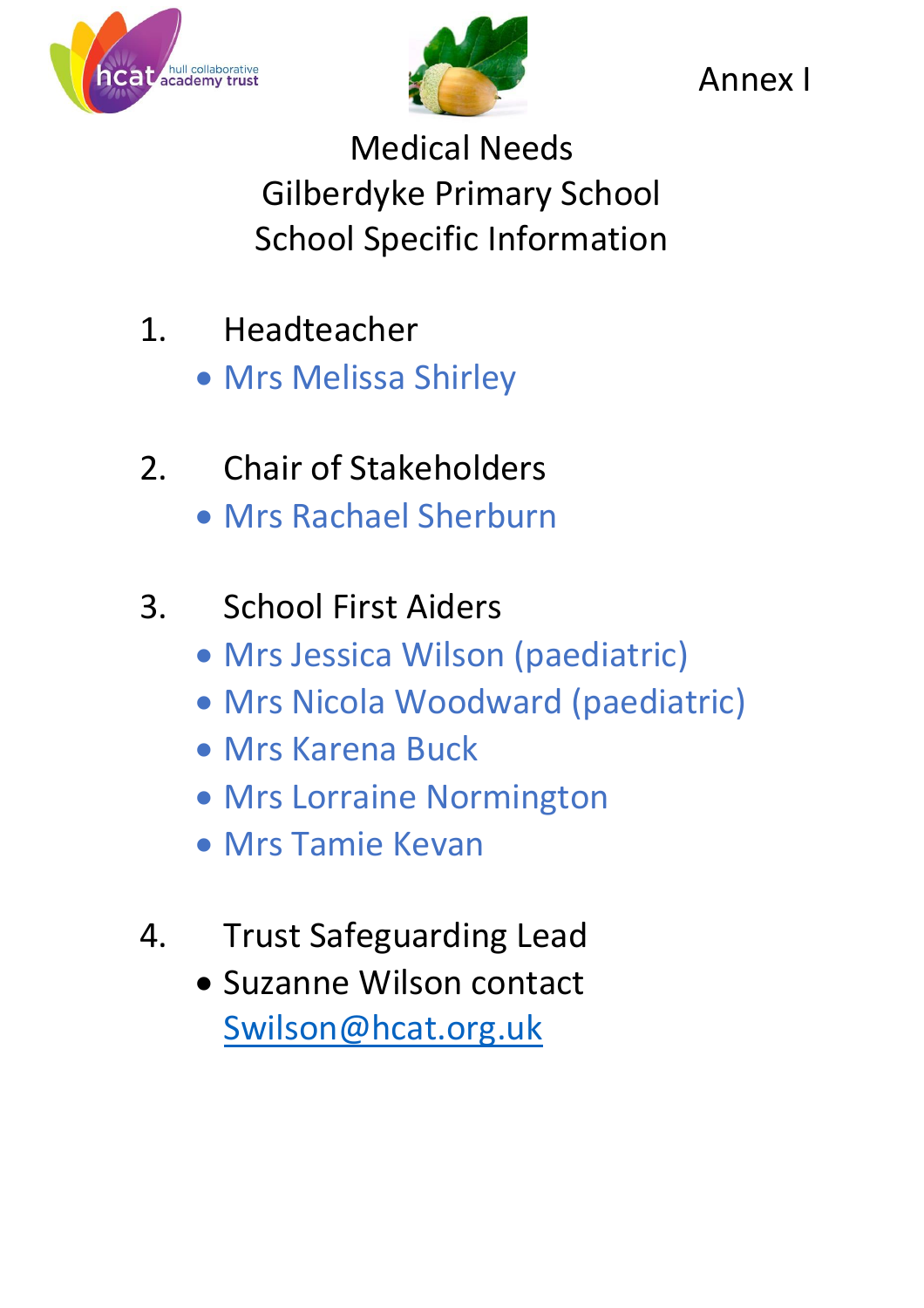Annex I

# Medical Needs
# Gilberdyke Primary School
# School Specific Information

1. Headteacher
   - Mrs Melissa Shirley

2. Chair of Stakeholders
   - Mrs Rachael Sherburn

3. School First Aiders
   - Mrs Jessica Wilson (paediatric)
   - Mrs Nicola Woodward (paediatric)
   - Mrs Karena Buck
   - Mrs Lorraine Normington
   - Mrs Tamie Kevan

4. Trust Safeguarding Lead
   - Suzanne Wilson contact Swilson@hcat.org.uk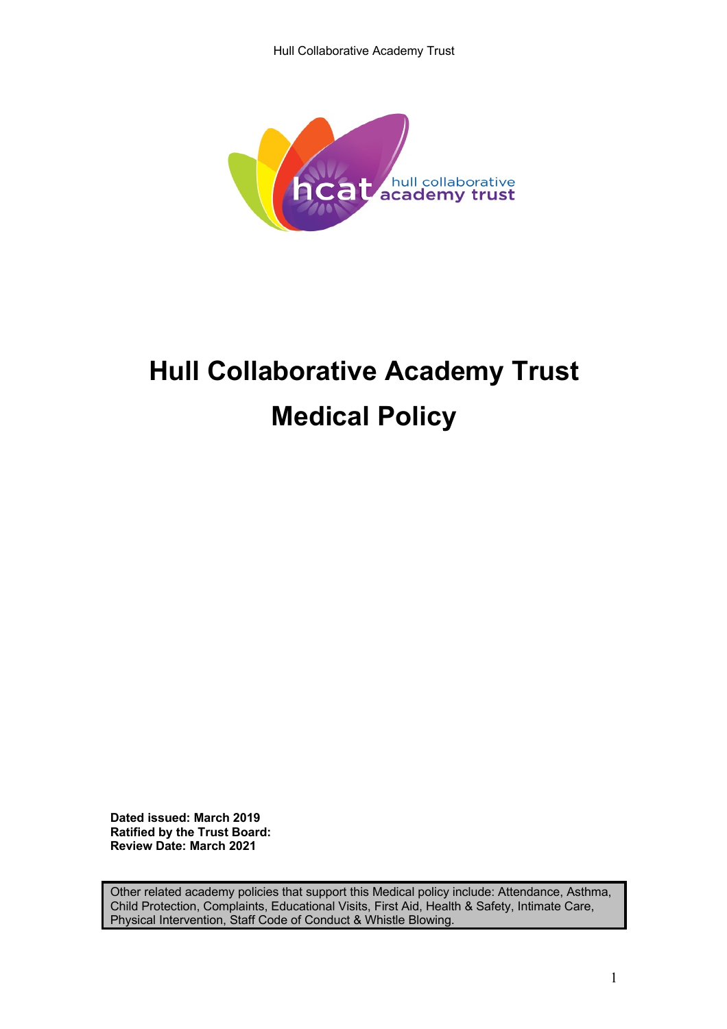# Hull Collaborative Academy Trust

# Medical Policy

**Dated issued: March 2019**
**Ratified by the Trust Board:**
**Review Date: March 2021**

| Other related academy policies that support this Medical policy include: Attendance, Asthma, Child Protection, Complaints, Educational Visits, First Aid, Health & Safety, Intimate Care, Physical Intervention, Staff Code of Conduct & Whistle Blowing. |
|---|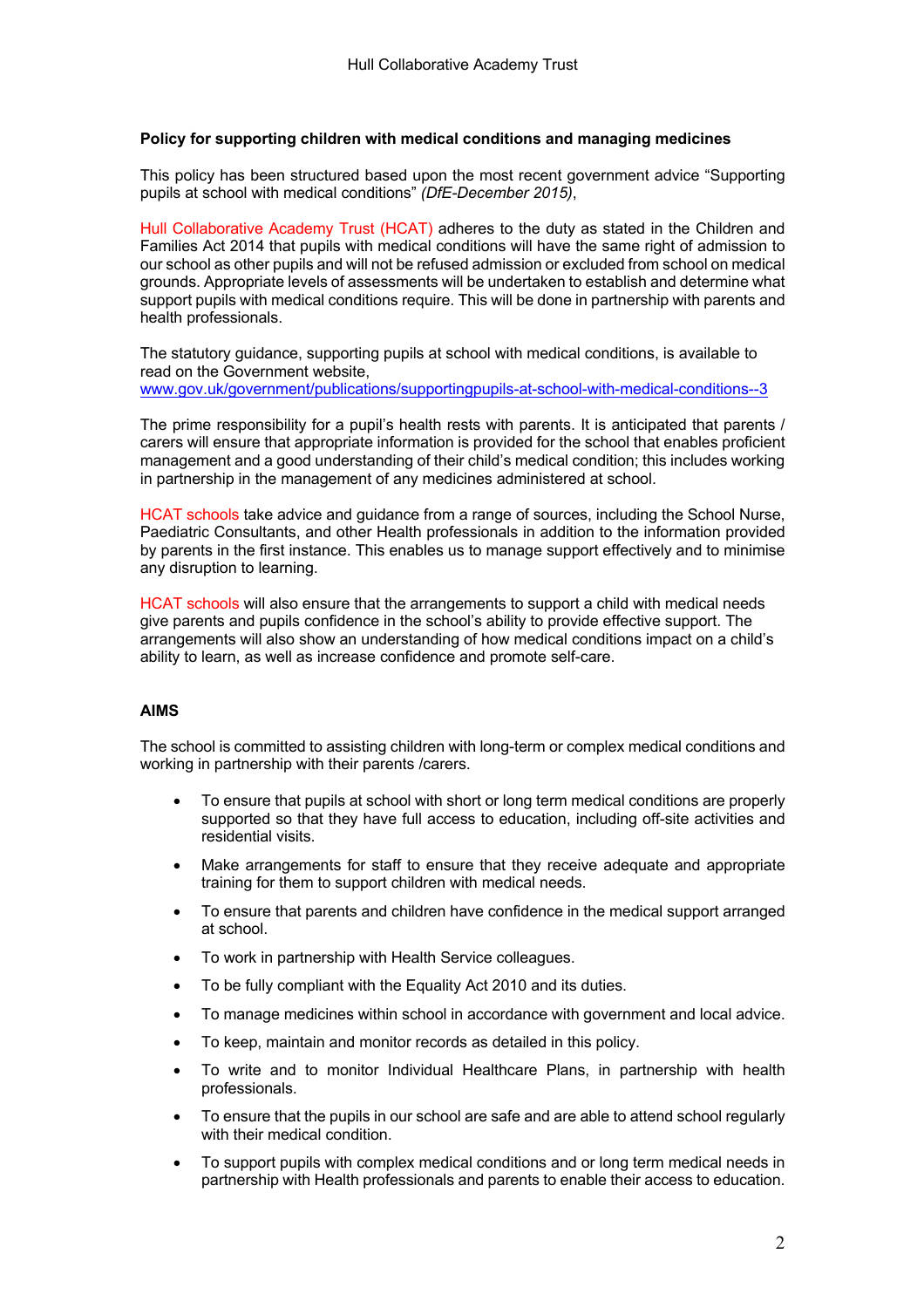**Policy for supporting children with medical conditions and managing medicines**

This policy has been structured based upon the most recent government advice "Supporting pupils at school with medical conditions" *(DfE-December 2015)*,

Hull Collaborative Academy Trust (HCAT) adheres to the duty as stated in the Children and Families Act 2014 that pupils with medical conditions will have the same right of admission to our school as other pupils and will not be refused admission or excluded from school on medical grounds. Appropriate levels of assessments will be undertaken to establish and determine what support pupils with medical conditions require. This will be done in partnership with parents and health professionals.

The statutory guidance, supporting pupils at school with medical conditions, is available to read on the Government website, [www.gov.uk/government/publications/supportingpupils-at-school-with-medical-conditions--3](www.gov.uk/government/publications/supportingpupils-at-school-with-medical-conditions--3)

The prime responsibility for a pupil's health rests with parents. It is anticipated that parents / carers will ensure that appropriate information is provided for the school that enables proficient management and a good understanding of their child's medical condition; this includes working in partnership in the management of any medicines administered at school.

HCAT schools take advice and guidance from a range of sources, including the School Nurse, Paediatric Consultants, and other Health professionals in addition to the information provided by parents in the first instance. This enables us to manage support effectively and to minimise any disruption to learning.

HCAT schools will also ensure that the arrangements to support a child with medical needs give parents and pupils confidence in the school's ability to provide effective support. The arrangements will also show an understanding of how medical conditions impact on a child's ability to learn, as well as increase confidence and promote self-care.

**AIMS**

The school is committed to assisting children with long-term or complex medical conditions and working in partnership with their parents /carers.

- To ensure that pupils at school with short or long term medical conditions are properly supported so that they have full access to education, including off-site activities and residential visits.
- Make arrangements for staff to ensure that they receive adequate and appropriate training for them to support children with medical needs.
- To ensure that parents and children have confidence in the medical support arranged at school.
- To work in partnership with Health Service colleagues.
- To be fully compliant with the Equality Act 2010 and its duties.
- To manage medicines within school in accordance with government and local advice.
- To keep, maintain and monitor records as detailed in this policy.
- To write and to monitor Individual Healthcare Plans, in partnership with health professionals.
- To ensure that the pupils in our school are safe and are able to attend school regularly with their medical condition.
- To support pupils with complex medical conditions and or long term medical needs in partnership with Health professionals and parents to enable their access to education.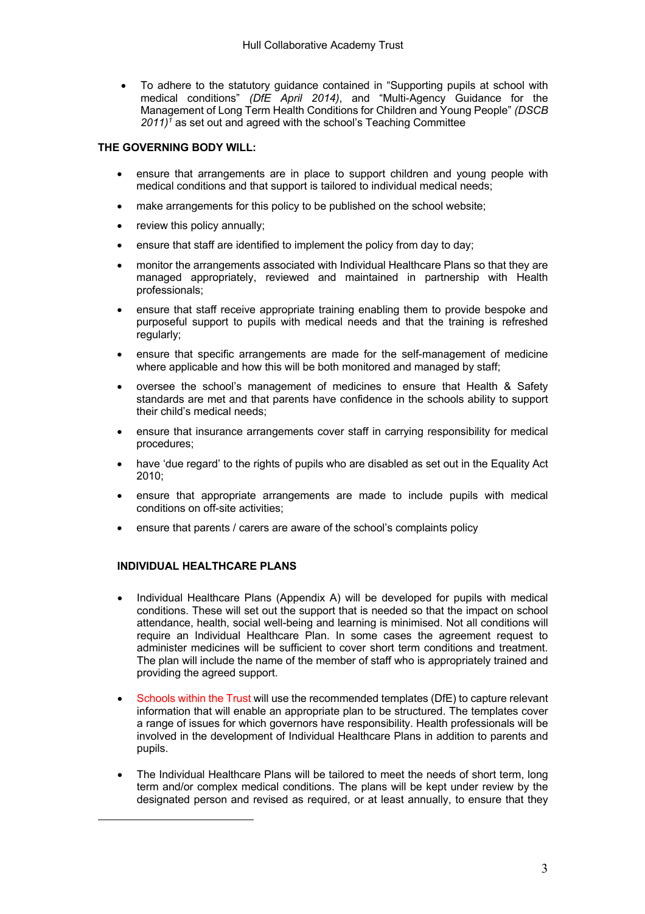- To adhere to the statutory guidance contained in "Supporting pupils at school with medical conditions" *(DfE April 2014)*, and "Multi-Agency Guidance for the Management of Long Term Health Conditions for Children and Young People" *(DSCB 2011)*[1] as set out and agreed with the school's Teaching Committee

**THE GOVERNING BODY WILL:**

- ensure that arrangements are in place to support children and young people with medical conditions and that support is tailored to individual medical needs;
- make arrangements for this policy to be published on the school website;
- review this policy annually;
- ensure that staff are identified to implement the policy from day to day;
- monitor the arrangements associated with Individual Healthcare Plans so that they are managed appropriately, reviewed and maintained in partnership with Health professionals;
- ensure that staff receive appropriate training enabling them to provide bespoke and purposeful support to pupils with medical needs and that the training is refreshed regularly;
- ensure that specific arrangements are made for the self-management of medicine where applicable and how this will be both monitored and managed by staff;
- oversee the school's management of medicines to ensure that Health & Safety standards are met and that parents have confidence in the schools ability to support their child's medical needs;
- ensure that insurance arrangements cover staff in carrying responsibility for medical procedures;
- have 'due regard' to the rights of pupils who are disabled as set out in the Equality Act 2010;
- ensure that appropriate arrangements are made to include pupils with medical conditions on off-site activities;
- ensure that parents / carers are aware of the school's complaints policy

**INDIVIDUAL HEALTHCARE PLANS**

- Individual Healthcare Plans (Appendix A) will be developed for pupils with medical conditions. These will set out the support that is needed so that the impact on school attendance, health, social well-being and learning is minimised. Not all conditions will require an Individual Healthcare Plan. In some cases the agreement request to administer medicines will be sufficient to cover short term conditions and treatment. The plan will include the name of the member of staff who is appropriately trained and providing the agreed support.
- Schools within the Trust will use the recommended templates (DfE) to capture relevant information that will enable an appropriate plan to be structured. The templates cover a range of issues for which governors have responsibility. Health professionals will be involved in the development of Individual Healthcare Plans in addition to parents and pupils.
- The Individual Healthcare Plans will be tailored to meet the needs of short term, long term and/or complex medical conditions. The plans will be kept under review by the designated person and revised as required, or at least annually, to ensure that they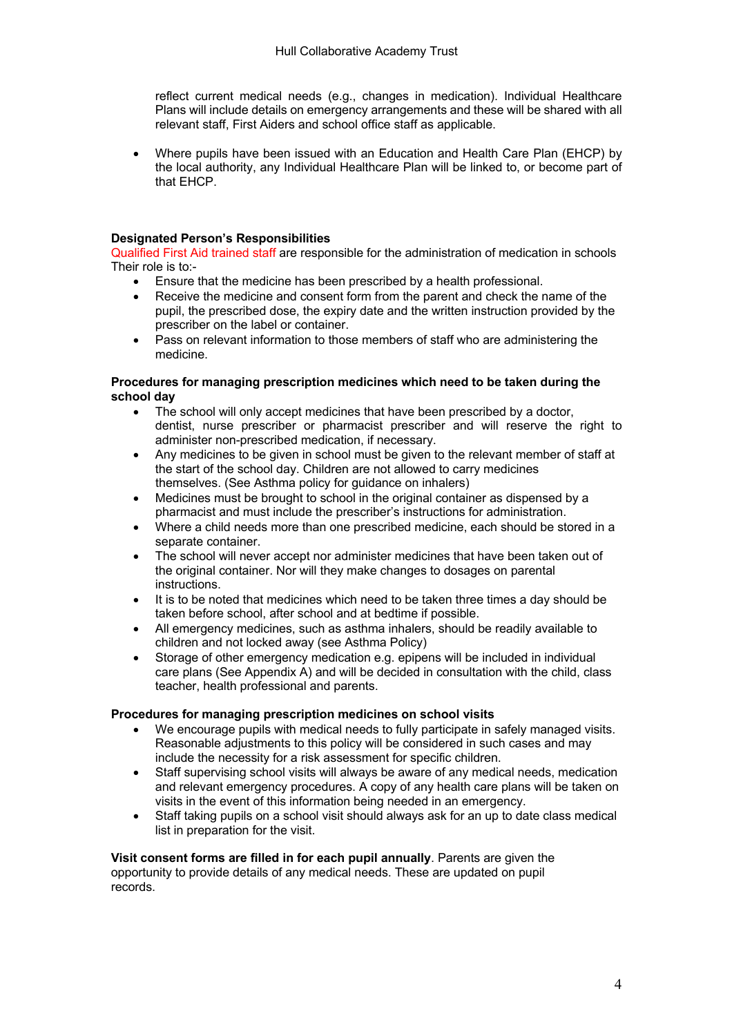reflect current medical needs (e.g., changes in medication). Individual Healthcare Plans will include details on emergency arrangements and these will be shared with all relevant staff, First Aiders and school office staff as applicable.

- Where pupils have been issued with an Education and Health Care Plan (EHCP) by the local authority, any Individual Healthcare Plan will be linked to, or become part of that EHCP.

**Designated Person's Responsibilities**

Qualified First Aid trained staff are responsible for the administration of medication in schools Their role is to:-

- Ensure that the medicine has been prescribed by a health professional.
- Receive the medicine and consent form from the parent and check the name of the pupil, the prescribed dose, the expiry date and the written instruction provided by the prescriber on the label or container.
- Pass on relevant information to those members of staff who are administering the medicine.

**Procedures for managing prescription medicines which need to be taken during the school day**

- The school will only accept medicines that have been prescribed by a doctor, dentist, nurse prescriber or pharmacist prescriber and will reserve the right to administer non-prescribed medication, if necessary.
- Any medicines to be given in school must be given to the relevant member of staff at the start of the school day. Children are not allowed to carry medicines themselves. (See Asthma policy for guidance on inhalers)
- Medicines must be brought to school in the original container as dispensed by a pharmacist and must include the prescriber's instructions for administration.
- Where a child needs more than one prescribed medicine, each should be stored in a separate container.
- The school will never accept nor administer medicines that have been taken out of the original container. Nor will they make changes to dosages on parental instructions.
- It is to be noted that medicines which need to be taken three times a day should be taken before school, after school and at bedtime if possible.
- All emergency medicines, such as asthma inhalers, should be readily available to children and not locked away (see Asthma Policy)
- Storage of other emergency medication e.g. epipens will be included in individual care plans (See Appendix A) and will be decided in consultation with the child, class teacher, health professional and parents.

**Procedures for managing prescription medicines on school visits**

- We encourage pupils with medical needs to fully participate in safely managed visits. Reasonable adjustments to this policy will be considered in such cases and may include the necessity for a risk assessment for specific children.
- Staff supervising school visits will always be aware of any medical needs, medication and relevant emergency procedures. A copy of any health care plans will be taken on visits in the event of this information being needed in an emergency.
- Staff taking pupils on a school visit should always ask for an up to date class medical list in preparation for the visit.

**Visit consent forms are filled in for each pupil annually**. Parents are given the opportunity to provide details of any medical needs. These are updated on pupil records.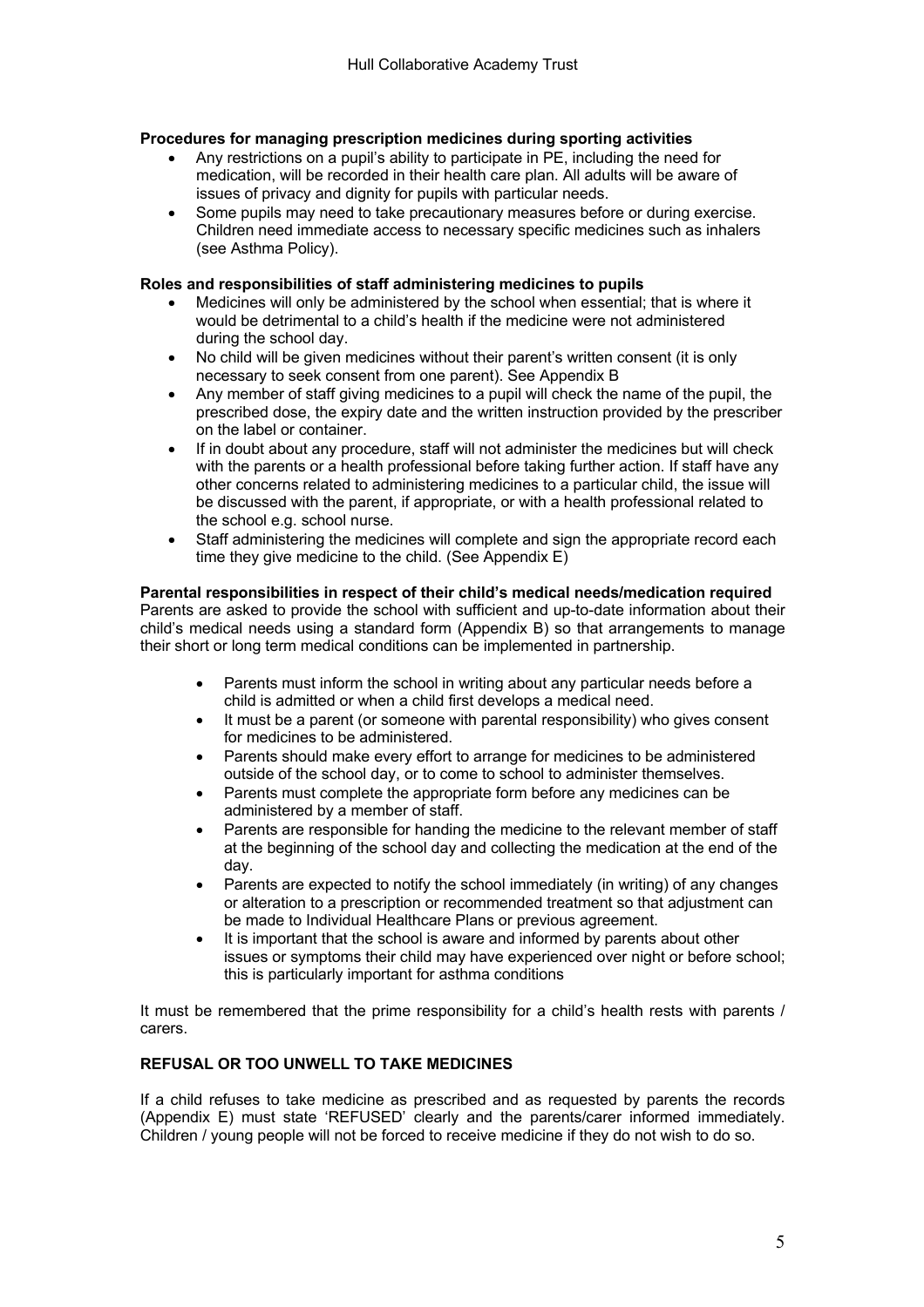**Procedures for managing prescription medicines during sporting activities**

- Any restrictions on a pupil's ability to participate in PE, including the need for medication, will be recorded in their health care plan. All adults will be aware of issues of privacy and dignity for pupils with particular needs.
- Some pupils may need to take precautionary measures before or during exercise. Children need immediate access to necessary specific medicines such as inhalers (see Asthma Policy).

**Roles and responsibilities of staff administering medicines to pupils**

- Medicines will only be administered by the school when essential; that is where it would be detrimental to a child's health if the medicine were not administered during the school day.
- No child will be given medicines without their parent's written consent (it is only necessary to seek consent from one parent). See Appendix B
- Any member of staff giving medicines to a pupil will check the name of the pupil, the prescribed dose, the expiry date and the written instruction provided by the prescriber on the label or container.
- If in doubt about any procedure, staff will not administer the medicines but will check with the parents or a health professional before taking further action. If staff have any other concerns related to administering medicines to a particular child, the issue will be discussed with the parent, if appropriate, or with a health professional related to the school e.g. school nurse.
- Staff administering the medicines will complete and sign the appropriate record each time they give medicine to the child. (See Appendix E)

**Parental responsibilities in respect of their child's medical needs/medication required**

Parents are asked to provide the school with sufficient and up-to-date information about their child's medical needs using a standard form (Appendix B) so that arrangements to manage their short or long term medical conditions can be implemented in partnership.

- Parents must inform the school in writing about any particular needs before a child is admitted or when a child first develops a medical need.
- It must be a parent (or someone with parental responsibility) who gives consent for medicines to be administered.
- Parents should make every effort to arrange for medicines to be administered outside of the school day, or to come to school to administer themselves.
- Parents must complete the appropriate form before any medicines can be administered by a member of staff.
- Parents are responsible for handing the medicine to the relevant member of staff at the beginning of the school day and collecting the medication at the end of the day.
- Parents are expected to notify the school immediately (in writing) of any changes or alteration to a prescription or recommended treatment so that adjustment can be made to Individual Healthcare Plans or previous agreement.
- It is important that the school is aware and informed by parents about other issues or symptoms their child may have experienced over night or before school; this is particularly important for asthma conditions

It must be remembered that the prime responsibility for a child's health rests with parents / carers.

**REFUSAL OR TOO UNWELL TO TAKE MEDICINES**

If a child refuses to take medicine as prescribed and as requested by parents the records (Appendix E) must state 'REFUSED' clearly and the parents/carer informed immediately. Children / young people will not be forced to receive medicine if they do not wish to do so.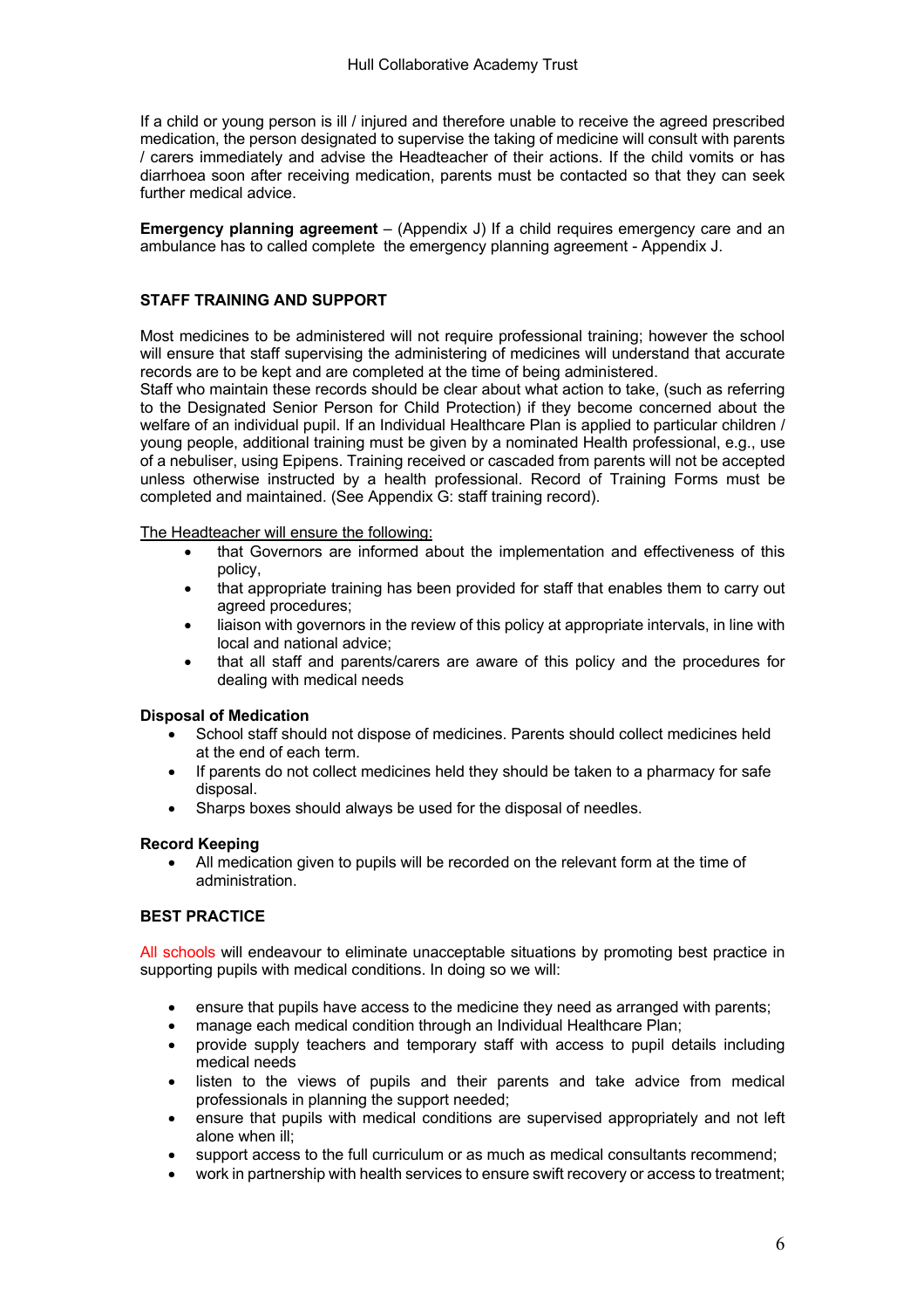If a child or young person is ill / injured and therefore unable to receive the agreed prescribed medication, the person designated to supervise the taking of medicine will consult with parents / carers immediately and advise the Headteacher of their actions. If the child vomits or has diarrhoea soon after receiving medication, parents must be contacted so that they can seek further medical advice.

**Emergency planning agreement** – (Appendix J) If a child requires emergency care and an ambulance has to called complete the emergency planning agreement - Appendix J.

## STAFF TRAINING AND SUPPORT

Most medicines to be administered will not require professional training; however the school will ensure that staff supervising the administering of medicines will understand that accurate records are to be kept and are completed at the time of being administered.
Staff who maintain these records should be clear about what action to take, (such as referring to the Designated Senior Person for Child Protection) if they become concerned about the welfare of an individual pupil. If an Individual Healthcare Plan is applied to particular children / young people, additional training must be given by a nominated Health professional, e.g., use of a nebuliser, using Epipens. Training received or cascaded from parents will not be accepted unless otherwise instructed by a health professional. Record of Training Forms must be completed and maintained. (See Appendix G: staff training record).

The Headteacher will ensure the following:

- that Governors are informed about the implementation and effectiveness of this policy,
- that appropriate training has been provided for staff that enables them to carry out agreed procedures;
- liaison with governors in the review of this policy at appropriate intervals, in line with local and national advice;
- that all staff and parents/carers are aware of this policy and the procedures for dealing with medical needs

### Disposal of Medication

- School staff should not dispose of medicines. Parents should collect medicines held at the end of each term.
- If parents do not collect medicines held they should be taken to a pharmacy for safe disposal.
- Sharps boxes should always be used for the disposal of needles.

### Record Keeping

- All medication given to pupils will be recorded on the relevant form at the time of administration.

## BEST PRACTICE

All schools will endeavour to eliminate unacceptable situations by promoting best practice in supporting pupils with medical conditions. In doing so we will:

- ensure that pupils have access to the medicine they need as arranged with parents;
- manage each medical condition through an Individual Healthcare Plan;
- provide supply teachers and temporary staff with access to pupil details including medical needs
- listen to the views of pupils and their parents and take advice from medical professionals in planning the support needed;
- ensure that pupils with medical conditions are supervised appropriately and not left alone when ill;
- support access to the full curriculum or as much as medical consultants recommend;
- work in partnership with health services to ensure swift recovery or access to treatment;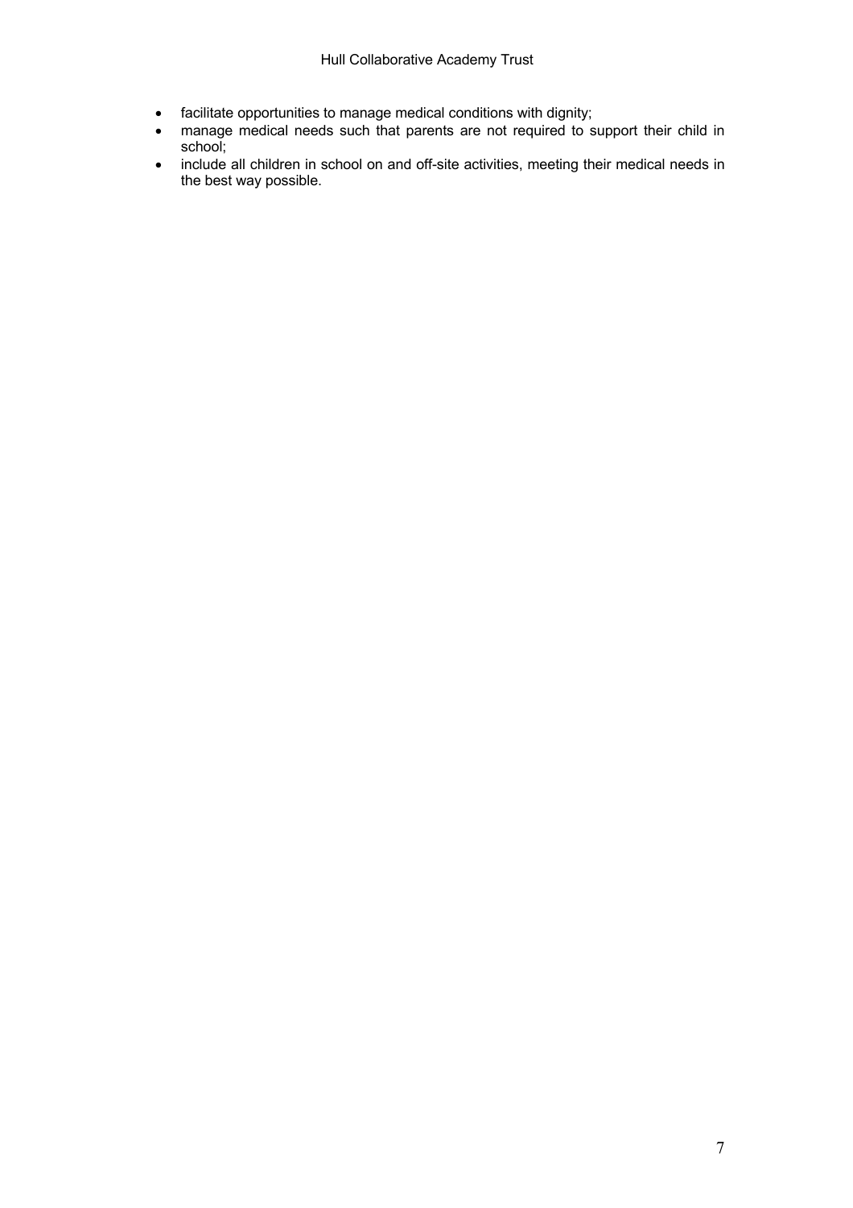- facilitate opportunities to manage medical conditions with dignity;
- manage medical needs such that parents are not required to support their child in school;
- include all children in school on and off-site activities, meeting their medical needs in the best way possible.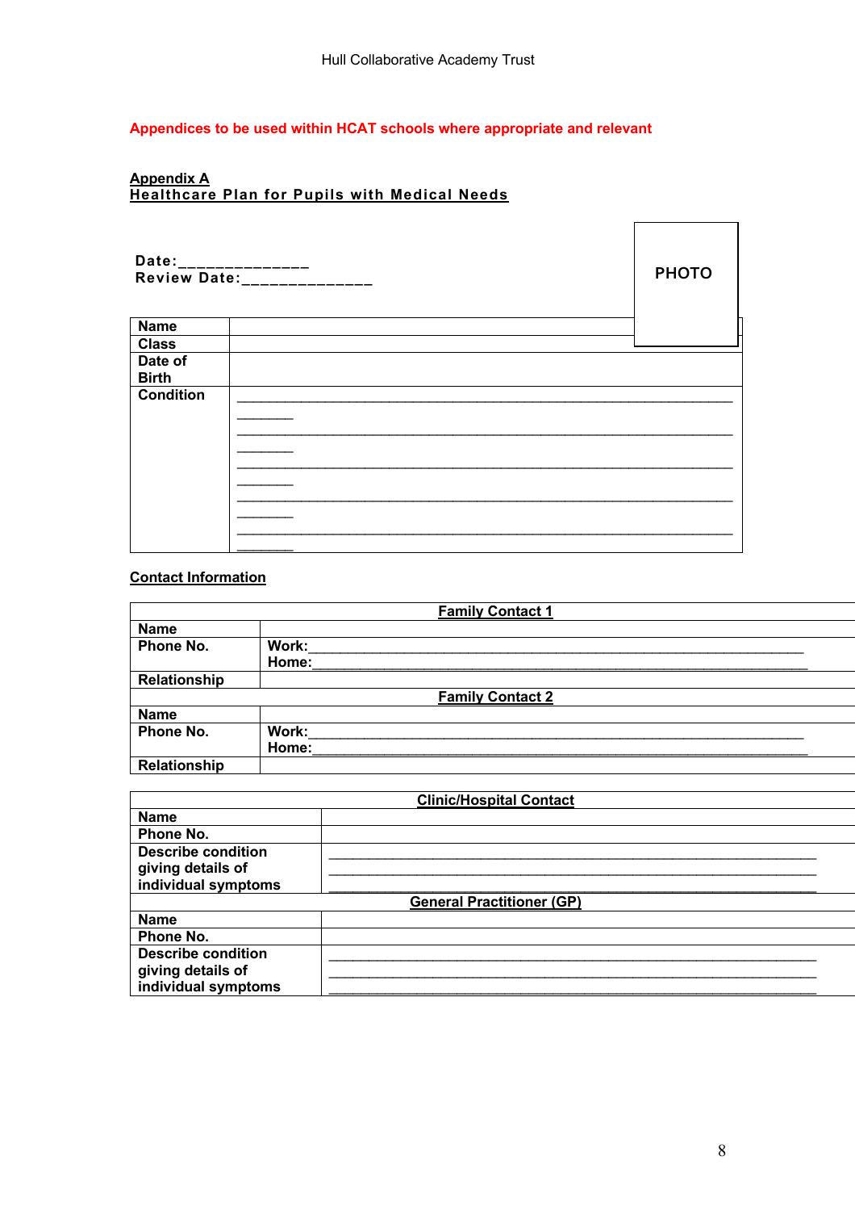**Appendices to be used within HCAT schools where appropriate and relevant**

## Appendix A
## Healthcare Plan for Pupils with Medical Needs

**Date:**______________
**Review Date:**______________

PHOTO

| | |
|---|---|
| **Name** | |
| **Class** | |
| **Date of Birth** | |
| **Condition** | _______________________________________________________________________ _______________________________________________________________________ _______________________________________________________________________ _______________________________________________________________________ _______________________________________________________________________ |

### Contact Information

| **Family Contact 1** | |
|---|---|
| **Name** | |
| **Phone No.** | **Work:**______________________________________________________________ **Home:**______________________________________________________________ |
| **Relationship** | |
| **Family Contact 2** | |
| **Name** | |
| **Phone No.** | **Work:**______________________________________________________________ **Home:**______________________________________________________________ |
| **Relationship** | |

| **Clinic/Hospital Contact** | |
|---|---|
| **Name** | |
| **Phone No.** | |
| **Describe condition giving details of individual symptoms** | ______________________________________________________________ ______________________________________________________________ ______________________________________________________________ |
| **General Practitioner (GP)** | |
| **Name** | |
| **Phone No.** | |
| **Describe condition giving details of individual symptoms** | ______________________________________________________________ ______________________________________________________________ ______________________________________________________________ |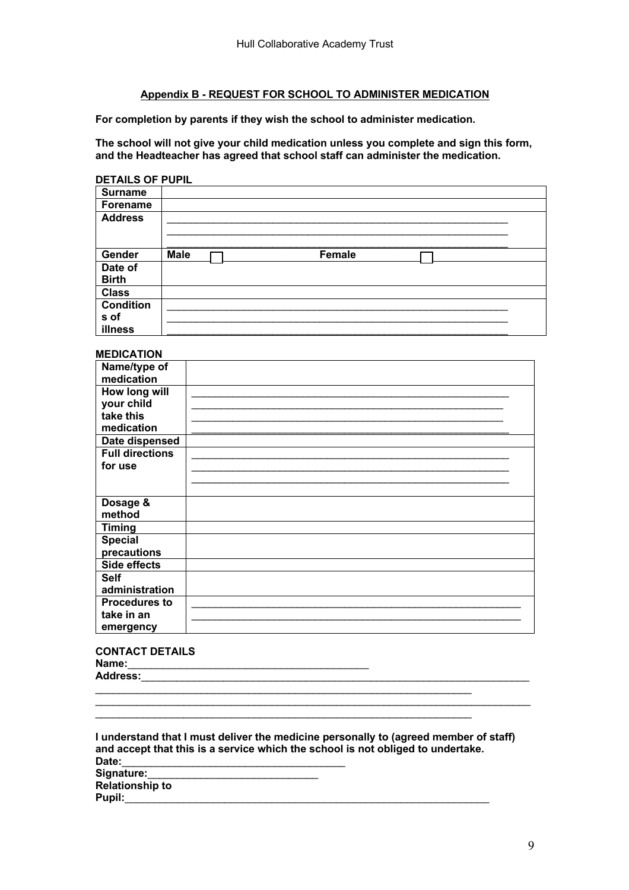## Appendix B - REQUEST FOR SCHOOL TO ADMINISTER MEDICATION

**For completion by parents if they wish the school to administer medication.**

**The school will not give your child medication unless you complete and sign this form, and the Headteacher has agreed that school staff can administer the medication.**

**DETAILS OF PUPIL**

| | |
|---|---|
| **Surname** | |
| **Forename** | |
| **Address** | ___________________________________________<br>___________________________________________<br>___________________________________________ |
| **Gender** | **Male** ☐ **Female** ☐ |
| **Date of Birth** | |
| **Class** | |
| **Conditions of illness** | ___________________________________________<br>___________________________________________<br>___________________________________________ |

**MEDICATION**

| | |
|---|---|
| **Name/type of medication** | |
| **How long will your child take this medication** | ___________________________________________<br>___________________________________________<br>___________________________________________<br>___________________________________________ |
| **Date dispensed** | |
| **Full directions for use** | ___________________________________________<br>___________________________________________<br>___________________________________________ |
| **Dosage & method** | |
| **Timing** | |
| **Special precautions** | |
| **Side effects** | |
| **Self administration** | |
| **Procedures to take in an emergency** | ___________________________________________<br>___________________________________________ |

**CONTACT DETAILS**

**Name:**_________________________________________

**Address:**_______________________________________________________________

_______________________________________________________________

_______________________________________________________________

_______________________________________________________________

**I understand that I must deliver the medicine personally to (agreed member of staff) and accept that this is a service which the school is not obliged to undertake.**

**Date:**_______________________________________

**Signature:**______________________________

**Relationship to Pupil:**_______________________________________________________________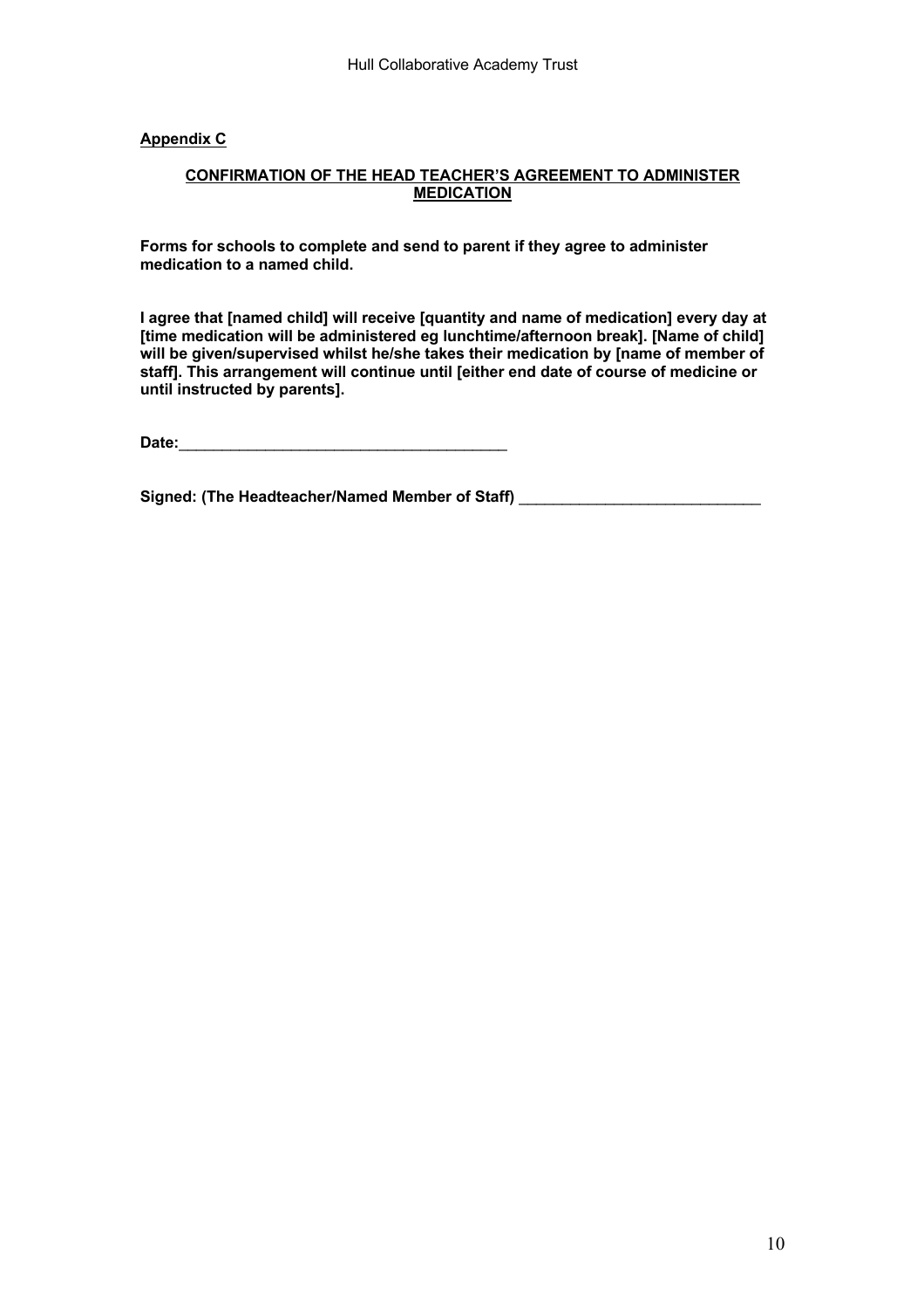**Appendix C**

**CONFIRMATION OF THE HEAD TEACHER'S AGREEMENT TO ADMINISTER MEDICATION**

**Forms for schools to complete and send to parent if they agree to administer medication to a named child.**

**I agree that [named child] will receive [quantity and name of medication] every day at [time medication will be administered eg lunchtime/afternoon break]. [Name of child] will be given/supervised whilst he/she takes their medication by [name of member of staff]. This arrangement will continue until [either end date of course of medicine or until instructed by parents].**

**Date:**_______________________________________

**Signed: (The Headteacher/Named Member of Staff)** _____________________________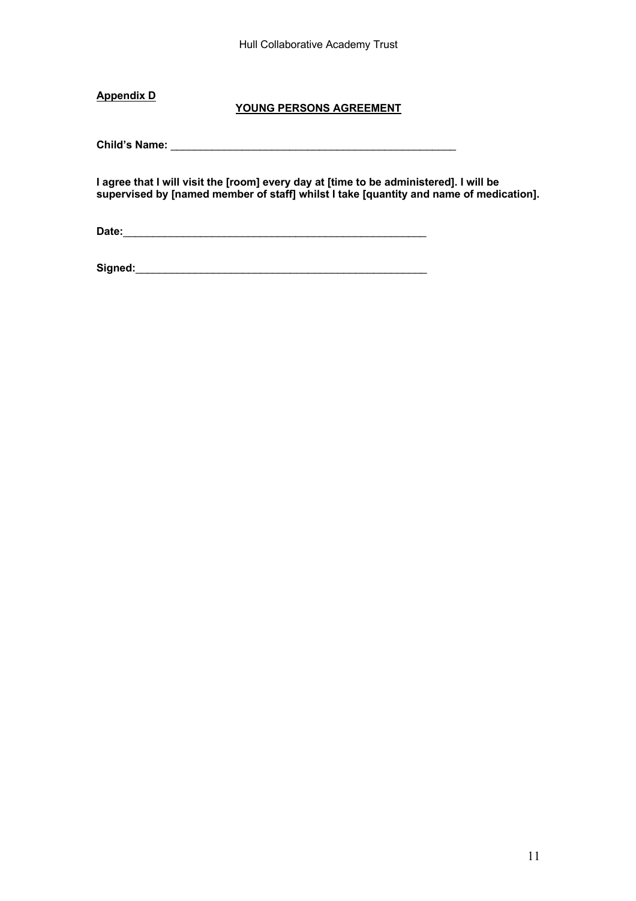**Appendix D**

## YOUNG PERSONS AGREEMENT

**Child's Name:** ___________________________________________________

**I agree that I will visit the [room] every day at [time to be administered]. I will be supervised by [named member of staff] whilst I take [quantity and name of medication].**

**Date:**_______________________________________________________

**Signed:**_____________________________________________________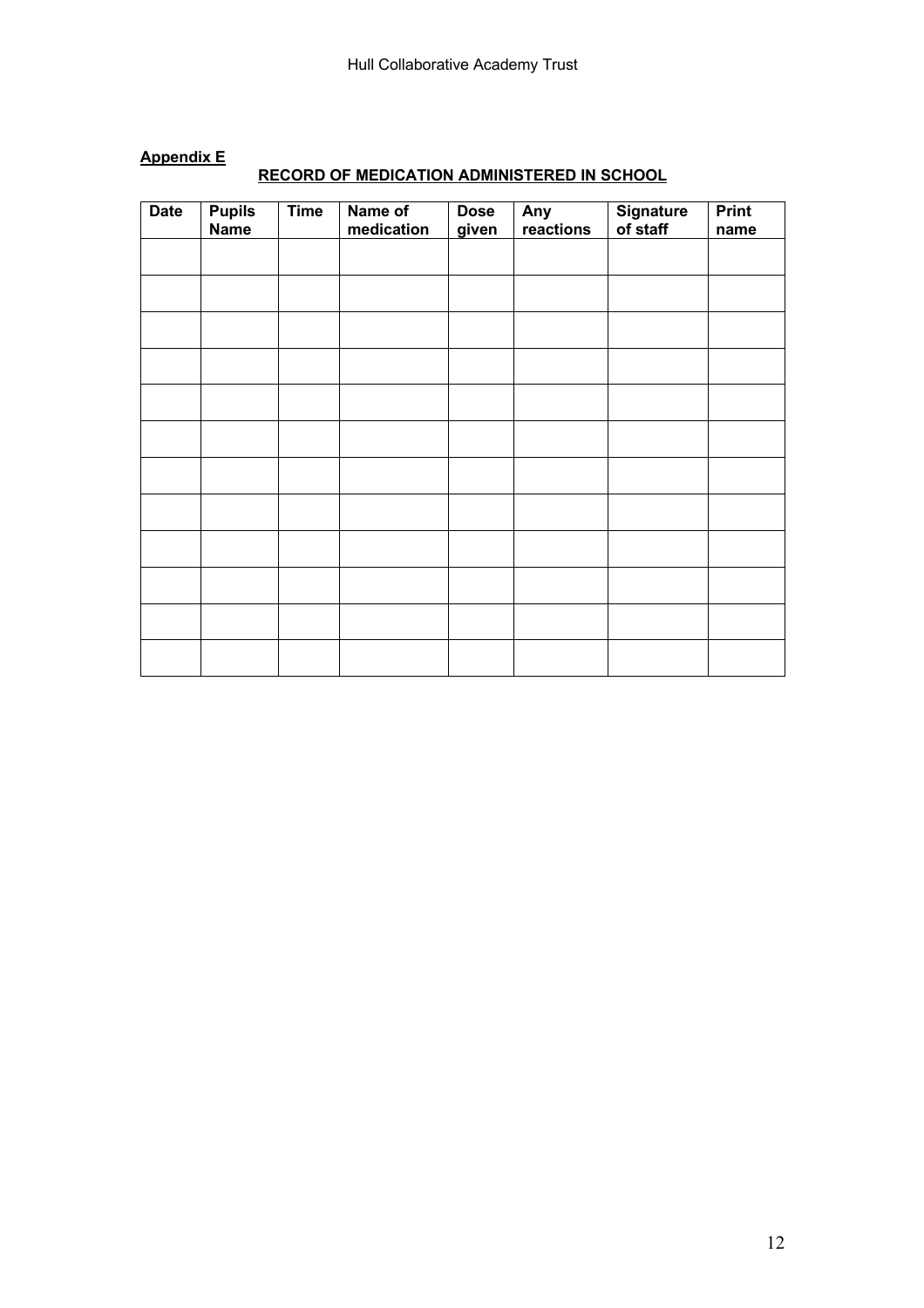**Appendix E**

**RECORD OF MEDICATION ADMINISTERED IN SCHOOL**

| Date | Pupils Name | Time | Name of medication | Dose given | Any reactions | Signature of staff | Print name |
|---|---|---|---|---|---|---|---|
| | | | | | | | |
| | | | | | | | |
| | | | | | | | |
| | | | | | | | |
| | | | | | | | |
| | | | | | | | |
| | | | | | | | |
| | | | | | | | |
| | | | | | | | |
| | | | | | | | |
| | | | | | | | |
| | | | | | | | |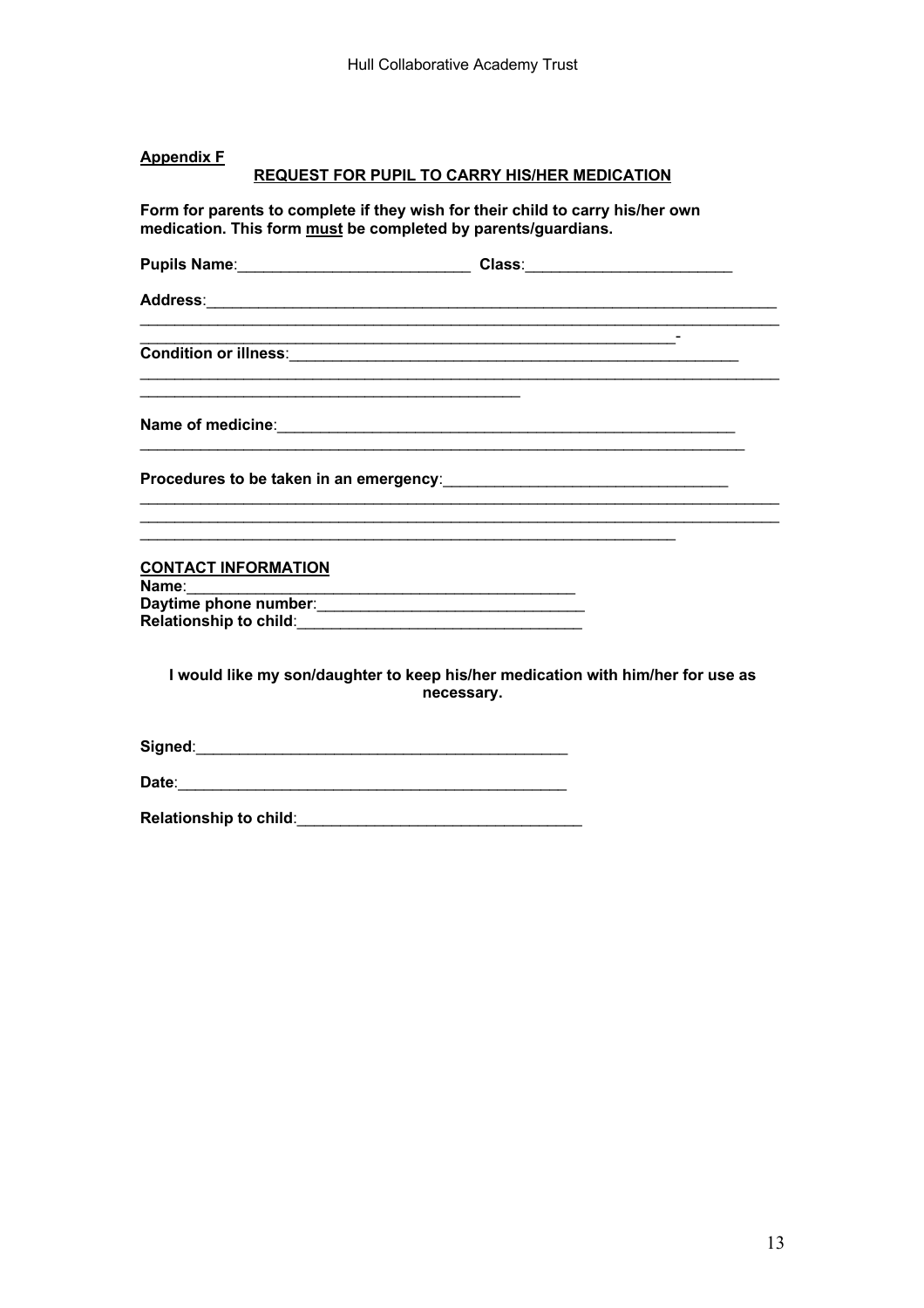**Appendix F**

## REQUEST FOR PUPIL TO CARRY HIS/HER MEDICATION

**Form for parents to complete if they wish for their child to carry his/her own medication. This form must be completed by parents/guardians.**

**Pupils Name**:___________________________ **Class**:________________________

**Address**:____________________________________________________________________
________________________________________________________________________________
_______________________________________________________________-

**Condition or illness**:_____________________________________________________
________________________________________________________________________________
_____________________________________________

**Name of medicine**:________________________________________________________
________________________________________________________________________

**Procedures to be taken in an emergency**:________________________________
________________________________________________________________________________
________________________________________________________________________________
_______________________________________________________________

**CONTACT INFORMATION**

**Name**:_______________________________________________
**Daytime phone number**:______________________________
**Relationship to child**:_______________________________

**I would like my son/daughter to keep his/her medication with him/her for use as necessary.**

**Signed**:___________________________________________

**Date**:_____________________________________________

**Relationship to child**:________________________________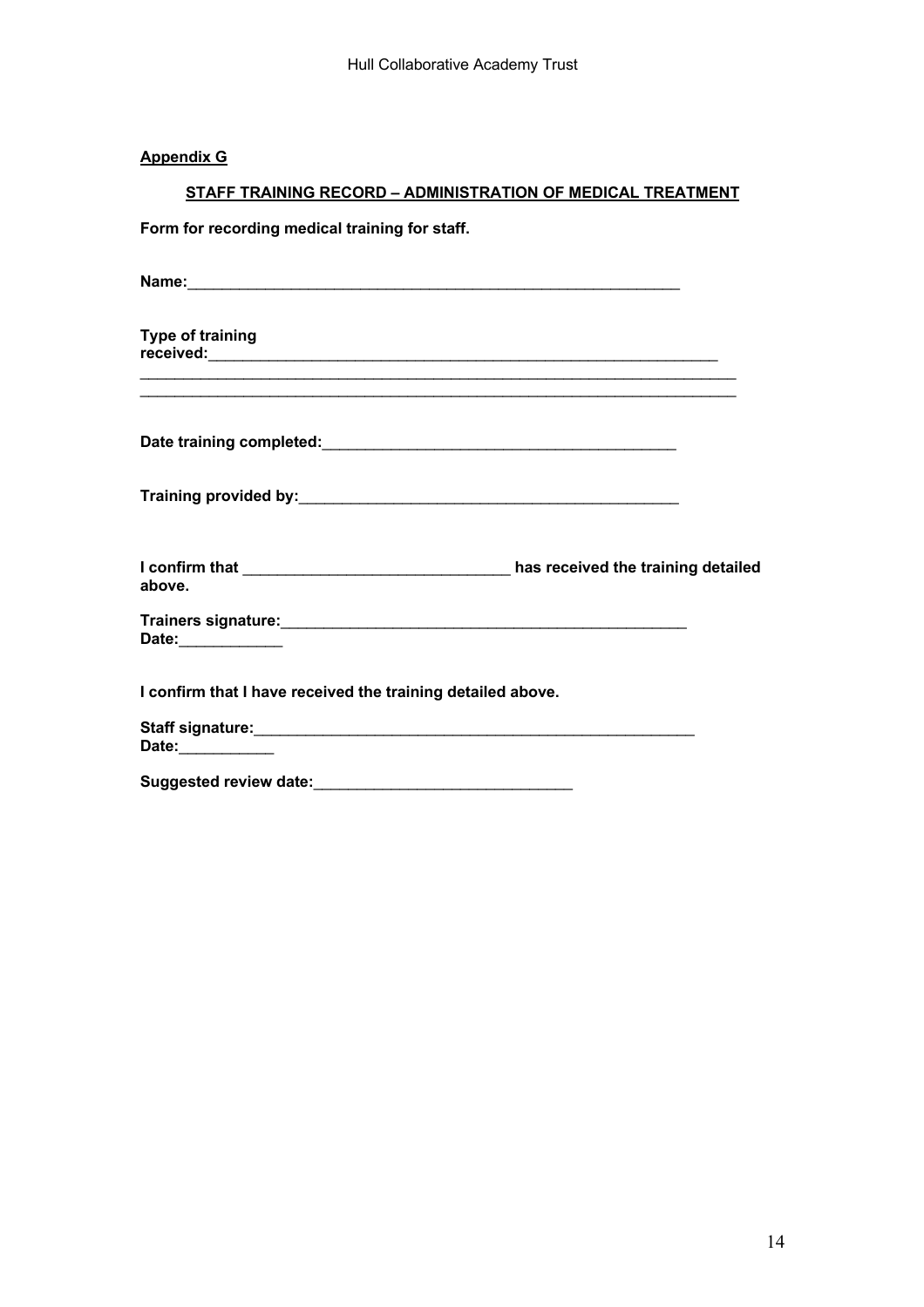**Appendix G**

**STAFF TRAINING RECORD – ADMINISTRATION OF MEDICAL TREATMENT**

**Form for recording medical training for staff.**

**Name:**___________________________________________________________

**Type of training received:**_____________________________________________________________
___________________________________________________________________________
___________________________________________________________________________

**Date training completed:**___________________________________________

**Training provided by:**_____________________________________________

**I confirm that** ________________________________ **has received the training detailed above.**

**Trainers signature:**________________________________________________
**Date:**____________

**I confirm that I have received the training detailed above.**

**Staff signature:**____________________________________________________
**Date:**___________

**Suggested review date:**______________________________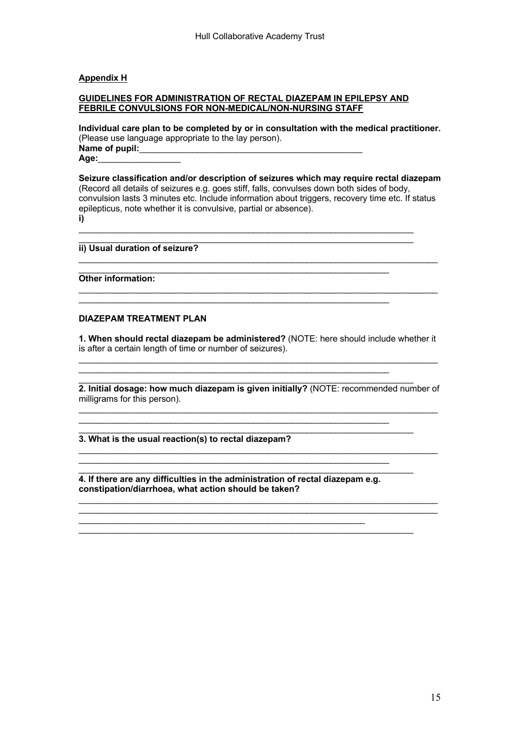**Appendix H**

**GUIDELINES FOR ADMINISTRATION OF RECTAL DIAZEPAM IN EPILEPSY AND FEBRILE CONVULSIONS FOR NON-MEDICAL/NON-NURSING STAFF**

**Individual care plan to be completed by or in consultation with the medical practitioner.**
(Please use language appropriate to the lay person).
**Name of pupil:**_______________________________________________
**Age:**_________________

**Seizure classification and/or description of seizures which may require rectal diazepam**
(Record all details of seizures e.g. goes stiff, falls, convulses down both sides of body, convulsion lasts 3 minutes etc. Include information about triggers, recovery time etc. If status epilepticus, note whether it is convulsive, partial or absence).
**i)**
_______________________________________________________________________
_______________________________________________________________________

**ii) Usual duration of seizure?**
_______________________________________________________________________
_________________________________________________________________

**Other information:**
_______________________________________________________________________
_________________________________________________________________

**DIAZEPAM TREATMENT PLAN**

**1. When should rectal diazepam be administered?** (NOTE: here should include whether it is after a certain length of time or number of seizures).
_______________________________________________________________________
_________________________________________________________________
_______________________________________________________________________

**2. Initial dosage: how much diazepam is given initially?** (NOTE: recommended number of milligrams for this person).
_______________________________________________________________________
_________________________________________________________________
_______________________________________________________________________

**3. What is the usual reaction(s) to rectal diazepam?**
_______________________________________________________________________
_________________________________________________________________
_______________________________________________________________________

**4. If there are any difficulties in the administration of rectal diazepam e.g. constipation/diarrhoea, what action should be taken?**
_______________________________________________________________________
_______________________________________________________________________
____________________________________________________________
_______________________________________________________________________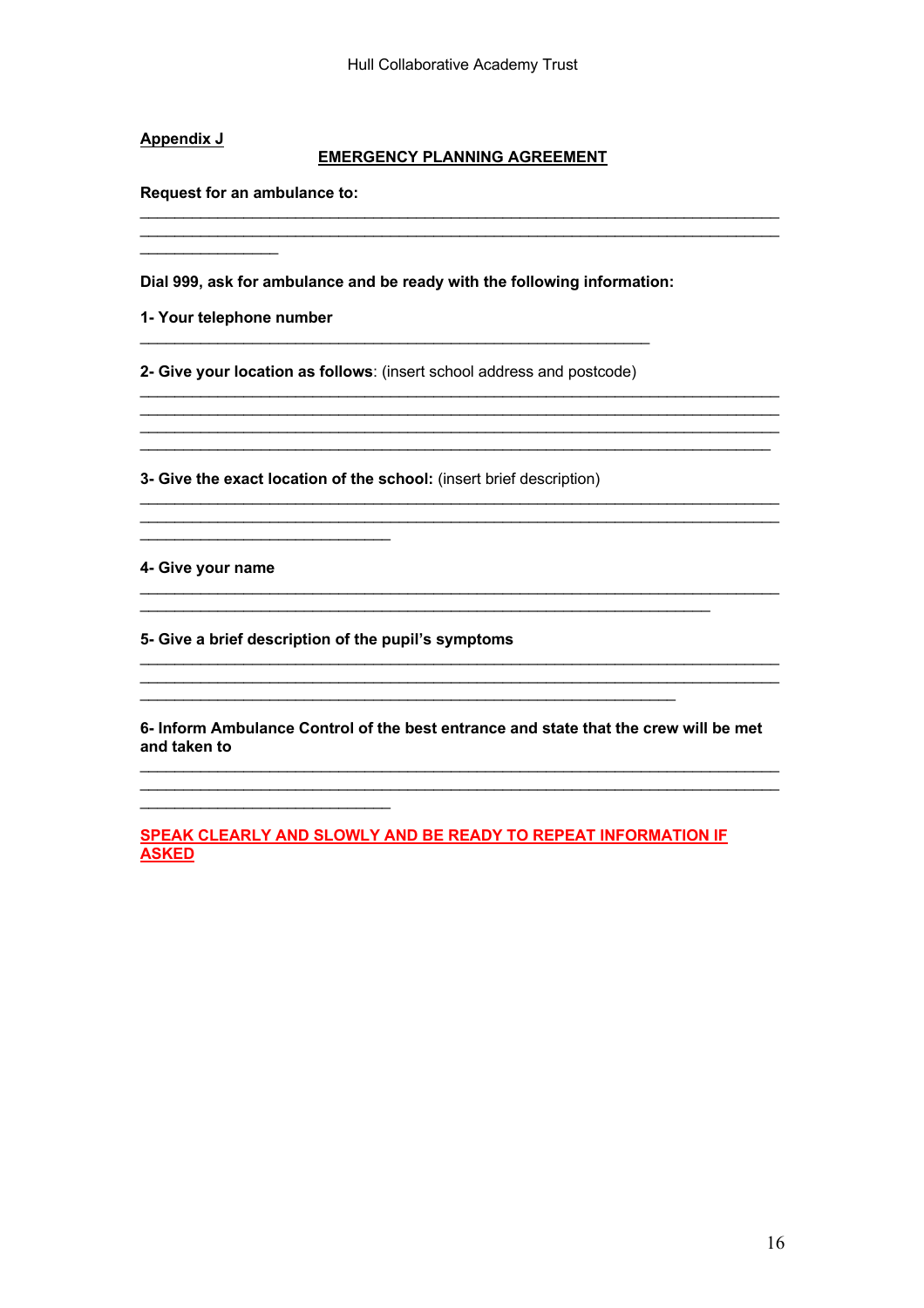**Appendix J**

**EMERGENCY PLANNING AGREEMENT**

**Request for an ambulance to:**

________________________________________________________________________
________________________________________________________________________
________________

**Dial 999, ask for ambulance and be ready with the following information:**

**1- Your telephone number**

___________________________________________________________

**2- Give your location as follows**: (insert school address and postcode)

________________________________________________________________________
________________________________________________________________________
________________________________________________________________________
________________________________________________________________________

**3- Give the exact location of the school:** (insert brief description)

________________________________________________________________________
________________________________________________________________________
_____________________________

**4- Give your name**

________________________________________________________________________
__________________________________________________________________

**5- Give a brief description of the pupil's symptoms**

________________________________________________________________________
________________________________________________________________________
______________________________________________________________

**6- Inform Ambulance Control of the best entrance and state that the crew will be met and taken to**

________________________________________________________________________
________________________________________________________________________
_____________________________

**SPEAK CLEARLY AND SLOWLY AND BE READY TO REPEAT INFORMATION IF ASKED**